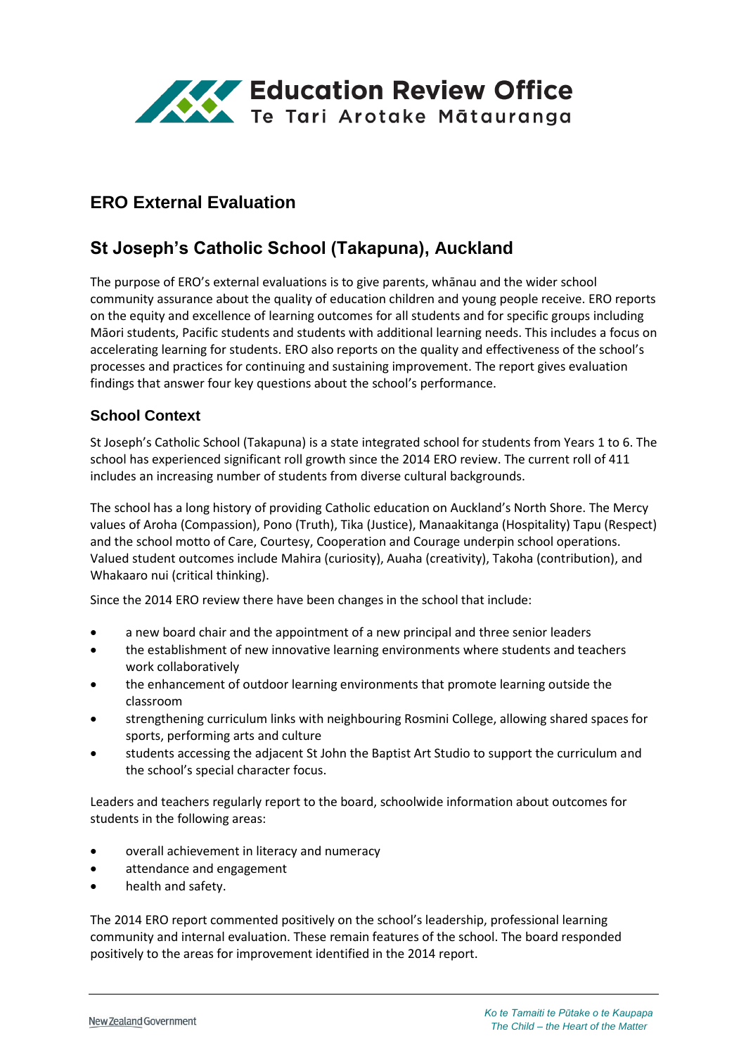# ERO External Evaluation

## St Joseph's Catholic School (Takapuna), Auckland

The purpose of ERO's external evaluations is to give parents, whānau and the wider school community assurance about the quality of education children and young people receive. ERO reports on the equity and excellence of learning outcomes for all students and for specific groups including Māori students, Pacific students and students with additional learning needs. This includes a focus on accelerating learning for students. ERO also reports on the quality and effectiveness of the school's processes and practices for continuing and sustaining improvement. The report gives evaluation findings that answer four key questions about the school's performance.

### School Context

St Joseph's Catholic School (Takapuna) is a state integrated school for students from Years 1 to 6. The school has experienced significant roll growth since the 2014 ERO review. The current roll of 411 includes an increasing number of students from diverse cultural backgrounds.

The school has a long history of providing Catholic education on Auckland's North Shore. The Mercy values of Aroha (Compassion), Pono (Truth), Tika (Justice), Manaakitanga (Hospitality) Tapu (Respect) and the school motto of Care, Courtesy, Cooperation and Courage underpin school operations. Valued student outcomes include Mahira (curiosity), Auaha (creativity), Takoha (contribution), and Whakaaro nui (critical thinking).

Since the 2014 ERO review there have been changes in the school that include:

- a new board chair and the appointment of a new principal and three senior leaders
- the establishment of new innovative learning environments where students and teachers work collaboratively
- the enhancement of outdoor learning environments that promote learning outside the classroom
- strengthening curriculum links with neighbouring Rosmini College, allowing shared spaces for sports, performing arts and culture
- students accessing the adjacent St John the Baptist Art Studio to support the curriculum and the school's special character focus.

Leaders and teachers regularly report to the board, schoolwide information about outcomes for students in the following areas:

- overall achievement in literacy and numeracy
- attendance and engagement
- health and safety.

The 2014 ERO report commented positively on the school's leadership, professional learning community and internal evaluation. These remain features of the school. The board responded positively to the areas for improvement identified in the 2014 report.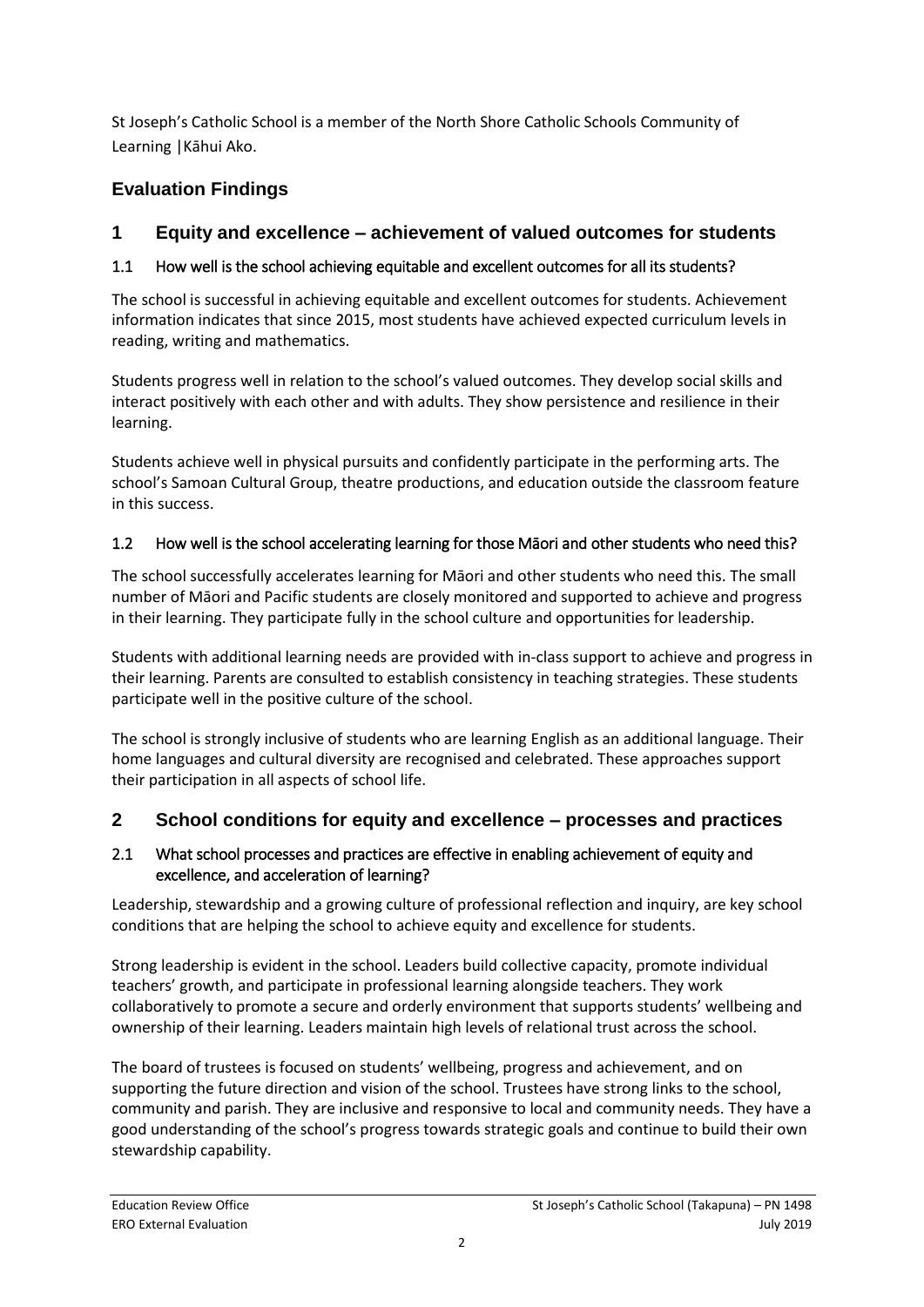St Joseph's Catholic School is a member of the North Shore Catholic Schools Community of Learning |Kāhui Ako.

## Evaluation Findings

## 1 Equity and excellence – achievement of valued outcomes for students

### 1.1 How well is the school achieving equitable and excellent outcomes for all its students?

The school is successful in achieving equitable and excellent outcomes for students. Achievement information indicates that since 2015, most students have achieved expected curriculum levels in reading, writing and mathematics.

Students progress well in relation to the school's valued outcomes. They develop social skills and interact positively with each other and with adults. They show persistence and resilience in their learning.

Students achieve well in physical pursuits and confidently participate in the performing arts. The school's Samoan Cultural Group, theatre productions, and education outside the classroom feature in this success.

### 1.2 How well is the school accelerating learning for those Māori and other students who need this?

The school successfully accelerates learning for Māori and other students who need this. The small number of Māori and Pacific students are closely monitored and supported to achieve and progress in their learning. They participate fully in the school culture and opportunities for leadership.

Students with additional learning needs are provided with in-class support to achieve and progress in their learning. Parents are consulted to establish consistency in teaching strategies. These students participate well in the positive culture of the school.

The school is strongly inclusive of students who are learning English as an additional language. Their home languages and cultural diversity are recognised and celebrated. These approaches support their participation in all aspects of school life.

## 2 School conditions for equity and excellence – processes and practices

### 2.1 What school processes and practices are effective in enabling achievement of equity and excellence, and acceleration of learning?

Leadership, stewardship and a growing culture of professional reflection and inquiry, are key school conditions that are helping the school to achieve equity and excellence for students.

Strong leadership is evident in the school. Leaders build collective capacity, promote individual teachers' growth, and participate in professional learning alongside teachers. They work collaboratively to promote a secure and orderly environment that supports students' wellbeing and ownership of their learning. Leaders maintain high levels of relational trust across the school.

The board of trustees is focused on students' wellbeing, progress and achievement, and on supporting the future direction and vision of the school. Trustees have strong links to the school, community and parish. They are inclusive and responsive to local and community needs. They have a good understanding of the school's progress towards strategic goals and continue to build their own stewardship capability.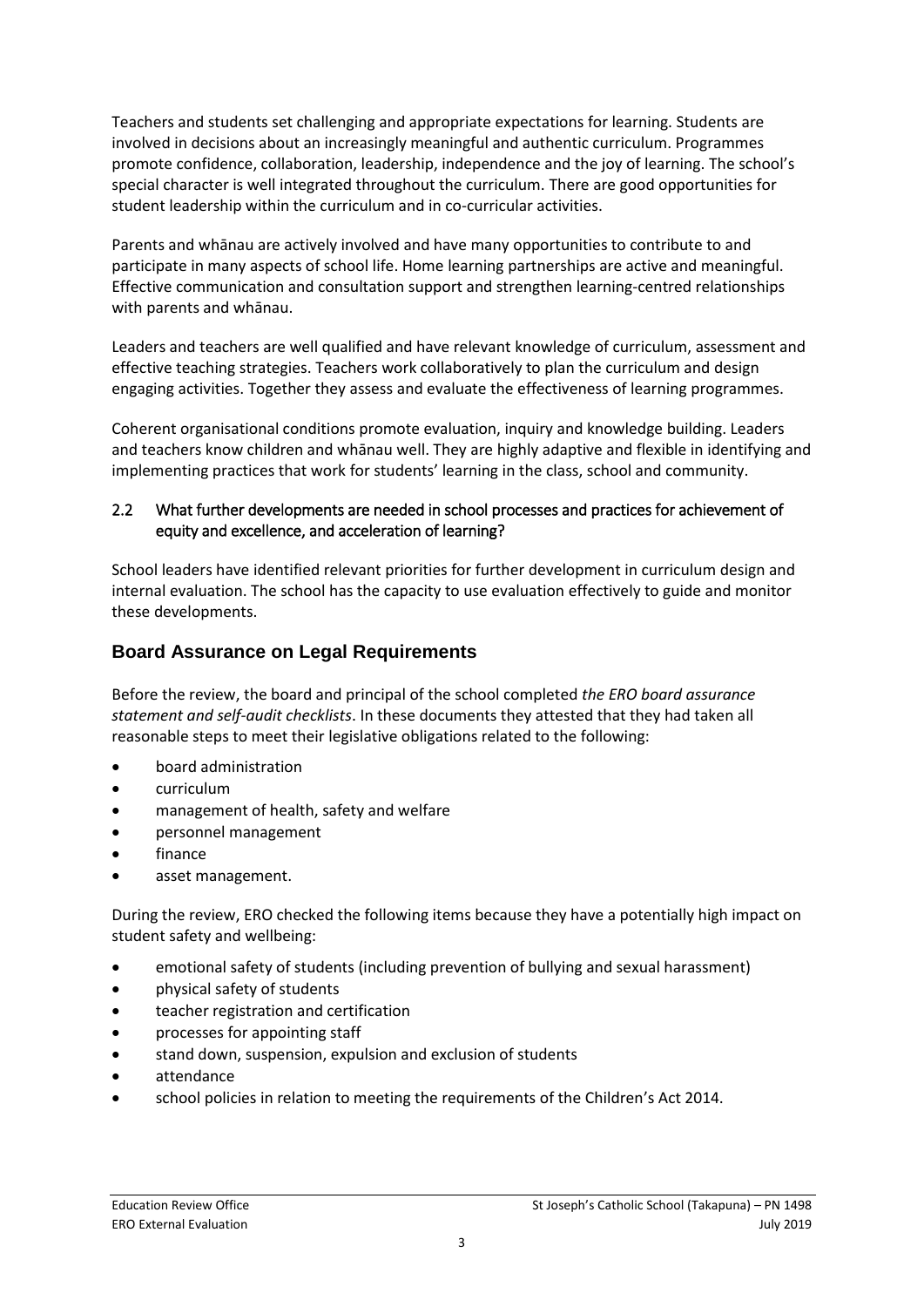Teachers and students set challenging and appropriate expectations for learning. Students are involved in decisions about an increasingly meaningful and authentic curriculum. Programmes promote confidence, collaboration, leadership, independence and the joy of learning. The school's special character is well integrated throughout the curriculum. There are good opportunities for student leadership within the curriculum and in co-curricular activities.

Parents and whānau are actively involved and have many opportunities to contribute to and participate in many aspects of school life. Home learning partnerships are active and meaningful. Effective communication and consultation support and strengthen learning-centred relationships with parents and whānau.

Leaders and teachers are well qualified and have relevant knowledge of curriculum, assessment and effective teaching strategies. Teachers work collaboratively to plan the curriculum and design engaging activities. Together they assess and evaluate the effectiveness of learning programmes.

Coherent organisational conditions promote evaluation, inquiry and knowledge building. Leaders and teachers know children and whānau well. They are highly adaptive and flexible in identifying and implementing practices that work for students' learning in the class, school and community.

### 2.2 What further developments are needed in school processes and practices for achievement of equity and excellence, and acceleration of learning?

School leaders have identified relevant priorities for further development in curriculum design and internal evaluation. The school has the capacity to use evaluation effectively to guide and monitor these developments.

## Board Assurance on Legal Requirements

Before the review, the board and principal of the school completed *the ERO board assurance statement and self-audit checklists*. In these documents they attested that they had taken all reasonable steps to meet their legislative obligations related to the following:

- board administration
- curriculum
- management of health, safety and welfare
- personnel management
- finance
- asset management.

During the review, ERO checked the following items because they have a potentially high impact on student safety and wellbeing:

- emotional safety of students (including prevention of bullying and sexual harassment)
- physical safety of students
- teacher registration and certification
- processes for appointing staff
- stand down, suspension, expulsion and exclusion of students
- attendance
- school policies in relation to meeting the requirements of the Children's Act 2014.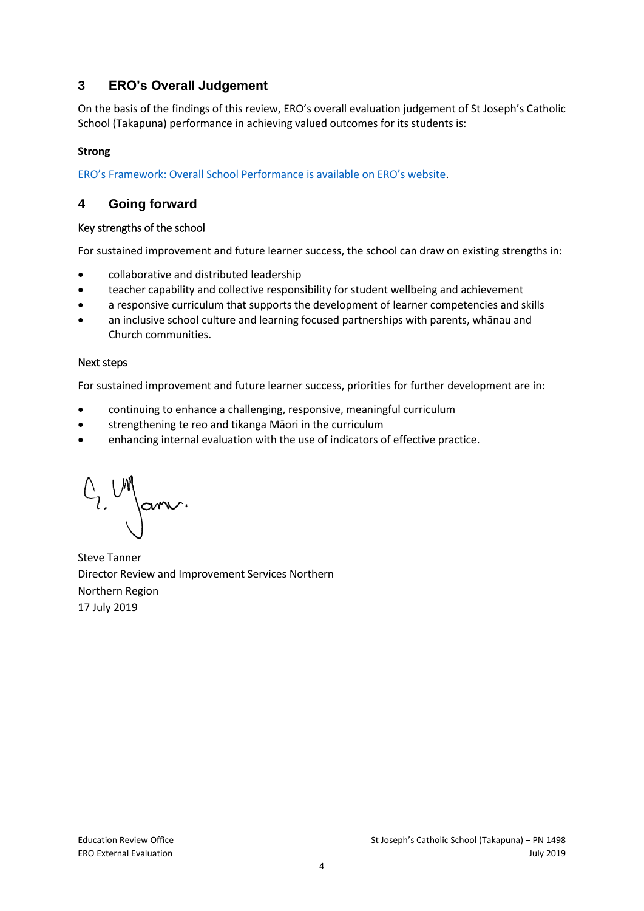## 3 ERO's Overall Judgement

On the basis of the findings of this review, ERO's overall evaluation judgement of St Joseph's Catholic School (Takapuna) performance in achieving valued outcomes for its students is:

**Strong**

ERO's Framework: Overall School Performance is available on ERO's website.

## 4 Going forward

### Key strengths of the school

For sustained improvement and future learner success, the school can draw on existing strengths in:

- collaborative and distributed leadership
- teacher capability and collective responsibility for student wellbeing and achievement
- a responsive curriculum that supports the development of learner competencies and skills
- an inclusive school culture and learning focused partnerships with parents, whānau and Church communities.

### Next steps

For sustained improvement and future learner success, priorities for further development are in:

- continuing to enhance a challenging, responsive, meaningful curriculum
- strengthening te reo and tikanga Māori in the curriculum
- enhancing internal evaluation with the use of indicators of effective practice.

Steve Tanner
Director Review and Improvement Services Northern
Northern Region
17 July 2019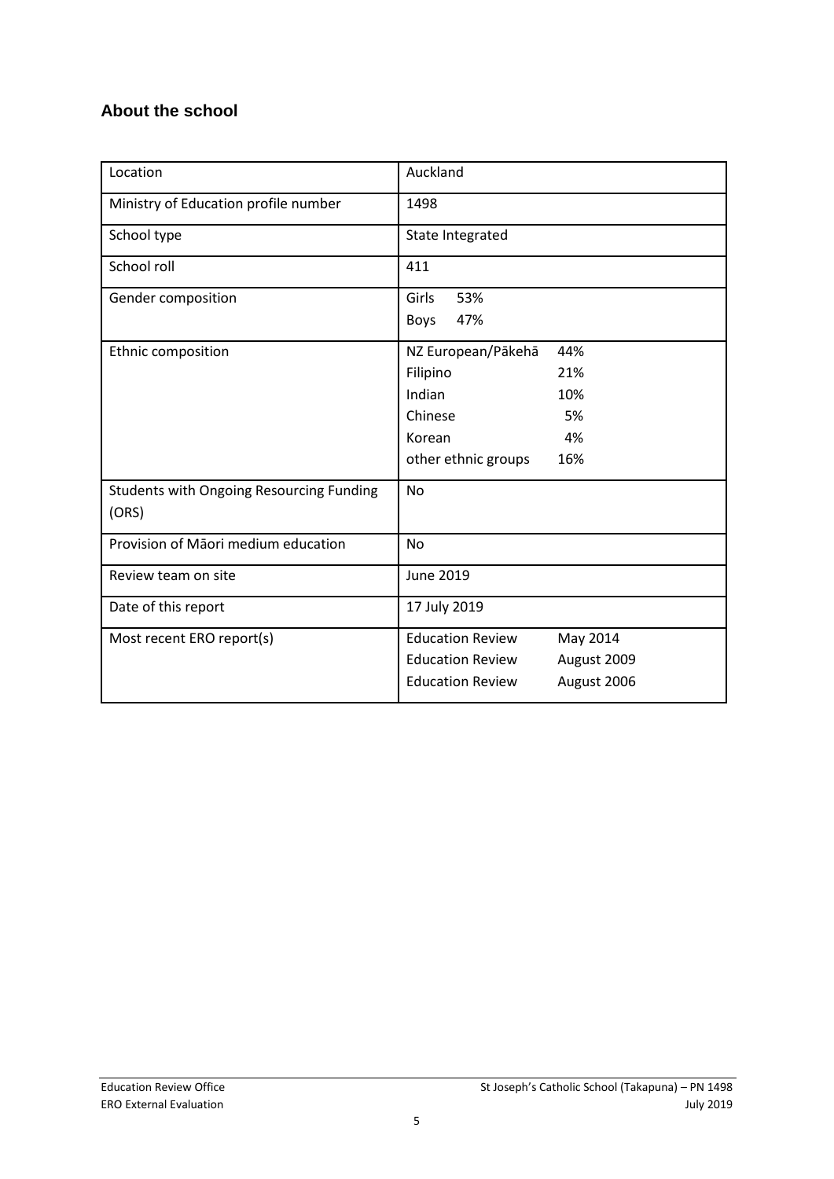## About the school

| | |
|---|---|
| Location | Auckland |
| Ministry of Education profile number | 1498 |
| School type | State Integrated |
| School roll | 411 |
| Gender composition | Girls 53%<br>Boys 47% |
| Ethnic composition | NZ European/Pākehā 44%<br>Filipino 21%<br>Indian 10%<br>Chinese 5%<br>Korean 4%<br>other ethnic groups 16% |
| Students with Ongoing Resourcing Funding (ORS) | No |
| Provision of Māori medium education | No |
| Review team on site | June 2019 |
| Date of this report | 17 July 2019 |
| Most recent ERO report(s) | Education Review May 2014<br>Education Review August 2009<br>Education Review August 2006 |